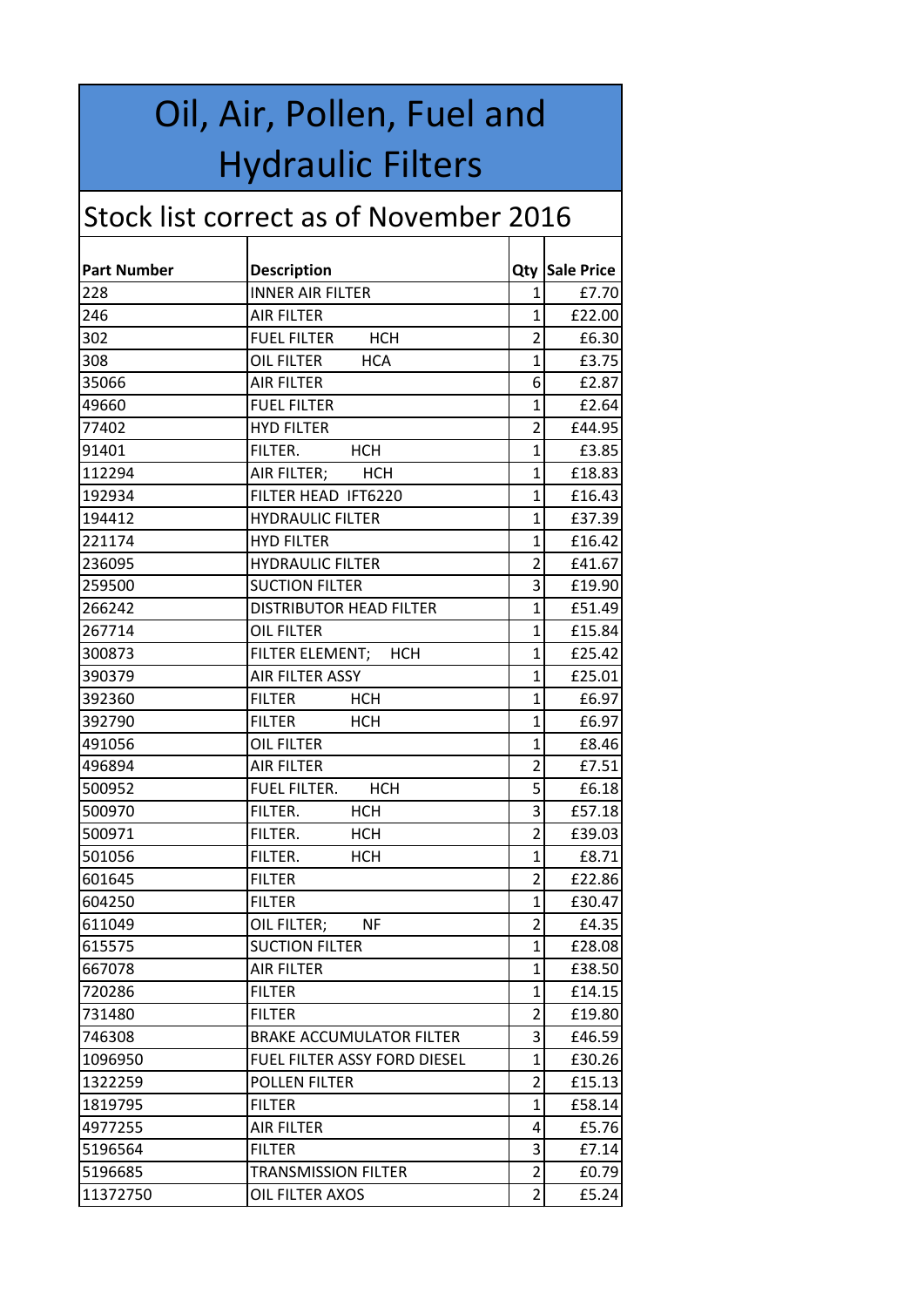# Oil, Air, Pollen, Fuel and Hydraulic Filters

## Stock list correct as of November 2016

| Part Number | Description | Qty | Sale Price |
|---|---|---|---|
| 228 | INNER AIR FILTER | 1 | £7.70 |
| 246 | AIR FILTER | 1 | £22.00 |
| 302 | FUEL FILTER HCH | 2 | £6.30 |
| 308 | OIL FILTER HCA | 1 | £3.75 |
| 35066 | AIR FILTER | 6 | £2.87 |
| 49660 | FUEL FILTER | 1 | £2.64 |
| 77402 | HYD FILTER | 2 | £44.95 |
| 91401 | FILTER. HCH | 1 | £3.85 |
| 112294 | AIR FILTER; HCH | 1 | £18.83 |
| 192934 | FILTER HEAD IFT6220 | 1 | £16.43 |
| 194412 | HYDRAULIC FILTER | 1 | £37.39 |
| 221174 | HYD FILTER | 1 | £16.42 |
| 236095 | HYDRAULIC FILTER | 2 | £41.67 |
| 259500 | SUCTION FILTER | 3 | £19.90 |
| 266242 | DISTRIBUTOR HEAD FILTER | 1 | £51.49 |
| 267714 | OIL FILTER | 1 | £15.84 |
| 300873 | FILTER ELEMENT; HCH | 1 | £25.42 |
| 390379 | AIR FILTER ASSY | 1 | £25.01 |
| 392360 | FILTER HCH | 1 | £6.97 |
| 392790 | FILTER HCH | 1 | £6.97 |
| 491056 | OIL FILTER | 1 | £8.46 |
| 496894 | AIR FILTER | 2 | £7.51 |
| 500952 | FUEL FILTER. HCH | 5 | £6.18 |
| 500970 | FILTER. HCH | 3 | £57.18 |
| 500971 | FILTER. HCH | 2 | £39.03 |
| 501056 | FILTER. HCH | 1 | £8.71 |
| 601645 | FILTER | 2 | £22.86 |
| 604250 | FILTER | 1 | £30.47 |
| 611049 | OIL FILTER; NF | 2 | £4.35 |
| 615575 | SUCTION FILTER | 1 | £28.08 |
| 667078 | AIR FILTER | 1 | £38.50 |
| 720286 | FILTER | 1 | £14.15 |
| 731480 | FILTER | 2 | £19.80 |
| 746308 | BRAKE ACCUMULATOR FILTER | 3 | £46.59 |
| 1096950 | FUEL FILTER ASSY FORD DIESEL | 1 | £30.26 |
| 1322259 | POLLEN FILTER | 2 | £15.13 |
| 1819795 | FILTER | 1 | £58.14 |
| 4977255 | AIR FILTER | 4 | £5.76 |
| 5196564 | FILTER | 3 | £7.14 |
| 5196685 | TRANSMISSION FILTER | 2 | £0.79 |
| 11372750 | OIL FILTER AXOS | 2 | £5.24 |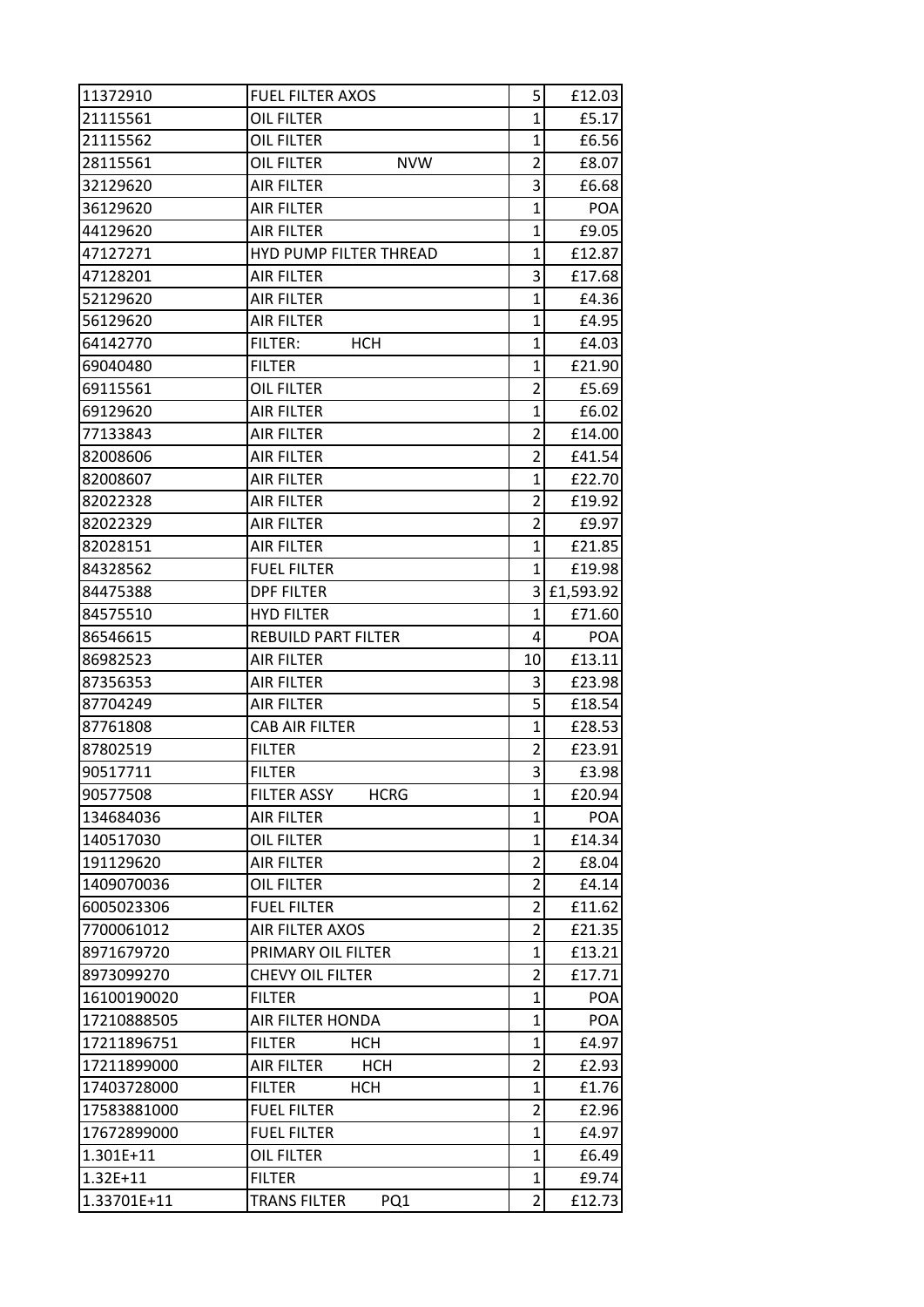| | | | |
|---|---|---|---|
| 11372910 | FUEL FILTER AXOS | 5 | £12.03 |
| 21115561 | OIL FILTER | 1 | £5.17 |
| 21115562 | OIL FILTER | 1 | £6.56 |
| 28115561 | OIL FILTER NVW | 2 | £8.07 |
| 32129620 | AIR FILTER | 3 | £6.68 |
| 36129620 | AIR FILTER | 1 | POA |
| 44129620 | AIR FILTER | 1 | £9.05 |
| 47127271 | HYD PUMP FILTER THREAD | 1 | £12.87 |
| 47128201 | AIR FILTER | 3 | £17.68 |
| 52129620 | AIR FILTER | 1 | £4.36 |
| 56129620 | AIR FILTER | 1 | £4.95 |
| 64142770 | FILTER: HCH | 1 | £4.03 |
| 69040480 | FILTER | 1 | £21.90 |
| 69115561 | OIL FILTER | 2 | £5.69 |
| 69129620 | AIR FILTER | 1 | £6.02 |
| 77133843 | AIR FILTER | 2 | £14.00 |
| 82008606 | AIR FILTER | 2 | £41.54 |
| 82008607 | AIR FILTER | 1 | £22.70 |
| 82022328 | AIR FILTER | 2 | £19.92 |
| 82022329 | AIR FILTER | 2 | £9.97 |
| 82028151 | AIR FILTER | 1 | £21.85 |
| 84328562 | FUEL FILTER | 1 | £19.98 |
| 84475388 | DPF FILTER | 3 | £1,593.92 |
| 84575510 | HYD FILTER | 1 | £71.60 |
| 86546615 | REBUILD PART FILTER | 4 | POA |
| 86982523 | AIR FILTER | 10 | £13.11 |
| 87356353 | AIR FILTER | 3 | £23.98 |
| 87704249 | AIR FILTER | 5 | £18.54 |
| 87761808 | CAB AIR FILTER | 1 | £28.53 |
| 87802519 | FILTER | 2 | £23.91 |
| 90517711 | FILTER | 3 | £3.98 |
| 90577508 | FILTER ASSY HCRG | 1 | £20.94 |
| 134684036 | AIR FILTER | 1 | POA |
| 140517030 | OIL FILTER | 1 | £14.34 |
| 191129620 | AIR FILTER | 2 | £8.04 |
| 1409070036 | OIL FILTER | 2 | £4.14 |
| 6005023306 | FUEL FILTER | 2 | £11.62 |
| 7700061012 | AIR FILTER AXOS | 2 | £21.35 |
| 8971679720 | PRIMARY OIL FILTER | 1 | £13.21 |
| 8973099270 | CHEVY OIL FILTER | 2 | £17.71 |
| 16100190020 | FILTER | 1 | POA |
| 17210888505 | AIR FILTER HONDA | 1 | POA |
| 17211896751 | FILTER HCH | 1 | £4.97 |
| 17211899000 | AIR FILTER HCH | 2 | £2.93 |
| 17403728000 | FILTER HCH | 1 | £1.76 |
| 17583881000 | FUEL FILTER | 2 | £2.96 |
| 17672899000 | FUEL FILTER | 1 | £4.97 |
| 1.301E+11 | OIL FILTER | 1 | £6.49 |
| 1.32E+11 | FILTER | 1 | £9.74 |
| 1.33701E+11 | TRANS FILTER PQ1 | 2 | £12.73 |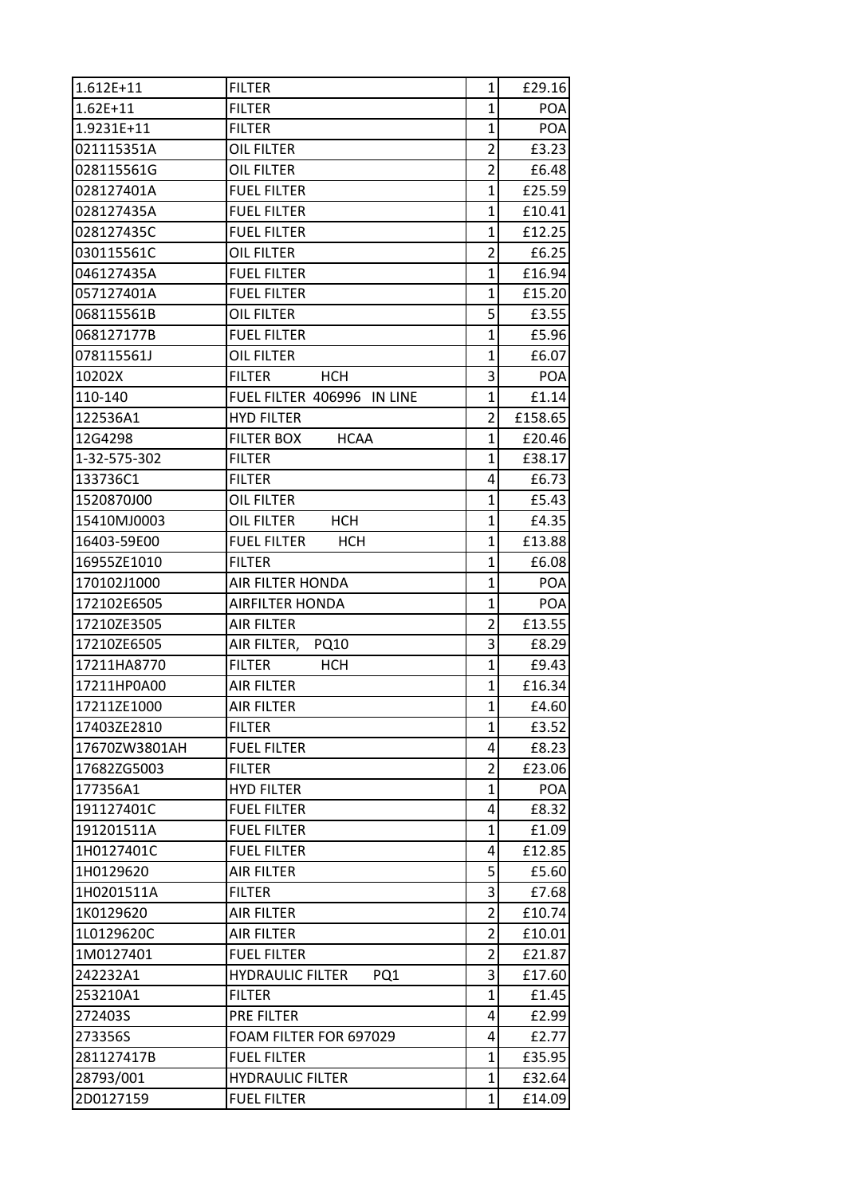| | | | |
|---|---|---|---|
| 1.612E+11 | FILTER | 1 | £29.16 |
| 1.62E+11 | FILTER | 1 | POA |
| 1.9231E+11 | FILTER | 1 | POA |
| 021115351A | OIL FILTER | 2 | £3.23 |
| 028115561G | OIL FILTER | 2 | £6.48 |
| 028127401A | FUEL FILTER | 1 | £25.59 |
| 028127435A | FUEL FILTER | 1 | £10.41 |
| 028127435C | FUEL FILTER | 1 | £12.25 |
| 030115561C | OIL FILTER | 2 | £6.25 |
| 046127435A | FUEL FILTER | 1 | £16.94 |
| 057127401A | FUEL FILTER | 1 | £15.20 |
| 068115561B | OIL FILTER | 5 | £3.55 |
| 068127177B | FUEL FILTER | 1 | £5.96 |
| 078115561J | OIL FILTER | 1 | £6.07 |
| 10202X | FILTER HCH | 3 | POA |
| 110-140 | FUEL FILTER 406996 IN LINE | 1 | £1.14 |
| 122536A1 | HYD FILTER | 2 | £158.65 |
| 12G4298 | FILTER BOX HCAA | 1 | £20.46 |
| 1-32-575-302 | FILTER | 1 | £38.17 |
| 133736C1 | FILTER | 4 | £6.73 |
| 1520870J00 | OIL FILTER | 1 | £5.43 |
| 15410MJ0003 | OIL FILTER HCH | 1 | £4.35 |
| 16403-59E00 | FUEL FILTER HCH | 1 | £13.88 |
| 16955ZE1010 | FILTER | 1 | £6.08 |
| 170102J1000 | AIR FILTER HONDA | 1 | POA |
| 172102E6505 | AIRFILTER HONDA | 1 | POA |
| 17210ZE3505 | AIR FILTER | 2 | £13.55 |
| 17210ZE6505 | AIR FILTER, PQ10 | 3 | £8.29 |
| 17211HA8770 | FILTER HCH | 1 | £9.43 |
| 17211HP0A00 | AIR FILTER | 1 | £16.34 |
| 17211ZE1000 | AIR FILTER | 1 | £4.60 |
| 17403ZE2810 | FILTER | 1 | £3.52 |
| 17670ZW3801AH | FUEL FILTER | 4 | £8.23 |
| 17682ZG5003 | FILTER | 2 | £23.06 |
| 177356A1 | HYD FILTER | 1 | POA |
| 191127401C | FUEL FILTER | 4 | £8.32 |
| 191201511A | FUEL FILTER | 1 | £1.09 |
| 1H0127401C | FUEL FILTER | 4 | £12.85 |
| 1H0129620 | AIR FILTER | 5 | £5.60 |
| 1H0201511A | FILTER | 3 | £7.68 |
| 1K0129620 | AIR FILTER | 2 | £10.74 |
| 1L0129620C | AIR FILTER | 2 | £10.01 |
| 1M0127401 | FUEL FILTER | 2 | £21.87 |
| 242232A1 | HYDRAULIC FILTER PQ1 | 3 | £17.60 |
| 253210A1 | FILTER | 1 | £1.45 |
| 272403S | PRE FILTER | 4 | £2.99 |
| 273356S | FOAM FILTER FOR 697029 | 4 | £2.77 |
| 281127417B | FUEL FILTER | 1 | £35.95 |
| 28793/001 | HYDRAULIC FILTER | 1 | £32.64 |
| 2D0127159 | FUEL FILTER | 1 | £14.09 |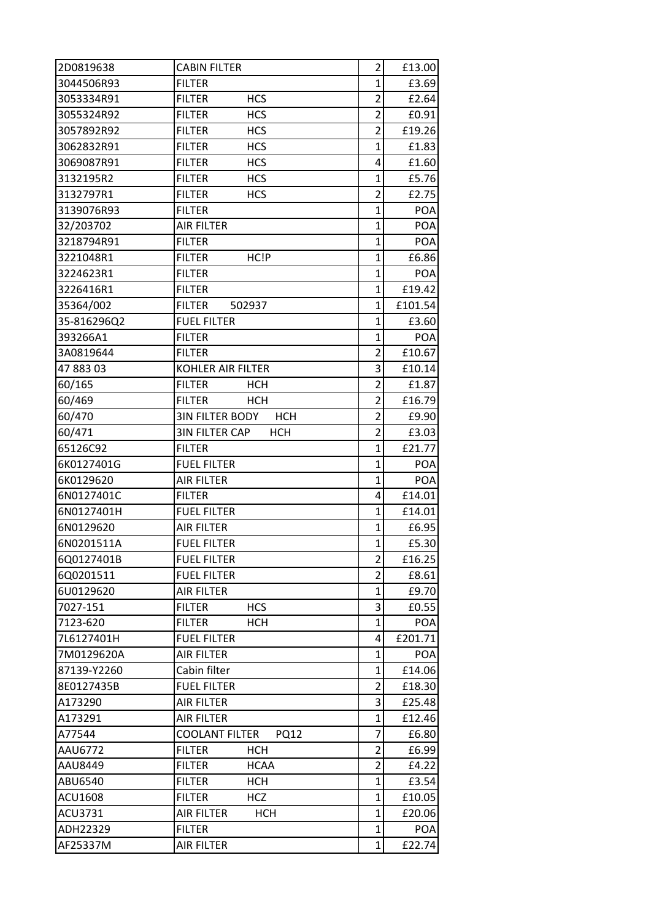| | | | |
|---|---|---|---|
| 2D0819638 | CABIN FILTER | 2 | £13.00 |
| 3044506R93 | FILTER | 1 | £3.69 |
| 3053334R91 | FILTER HCS | 2 | £2.64 |
| 3055324R92 | FILTER HCS | 2 | £0.91 |
| 3057892R92 | FILTER HCS | 2 | £19.26 |
| 3062832R91 | FILTER HCS | 1 | £1.83 |
| 3069087R91 | FILTER HCS | 4 | £1.60 |
| 3132195R2 | FILTER HCS | 1 | £5.76 |
| 3132797R1 | FILTER HCS | 2 | £2.75 |
| 3139076R93 | FILTER | 1 | POA |
| 32/203702 | AIR FILTER | 1 | POA |
| 3218794R91 | FILTER | 1 | POA |
| 3221048R1 | FILTER HC!P | 1 | £6.86 |
| 3224623R1 | FILTER | 1 | POA |
| 3226416R1 | FILTER | 1 | £19.42 |
| 35364/002 | FILTER 502937 | 1 | £101.54 |
| 35-816296Q2 | FUEL FILTER | 1 | £3.60 |
| 393266A1 | FILTER | 1 | POA |
| 3A0819644 | FILTER | 2 | £10.67 |
| 47 883 03 | KOHLER AIR FILTER | 3 | £10.14 |
| 60/165 | FILTER HCH | 2 | £1.87 |
| 60/469 | FILTER HCH | 2 | £16.79 |
| 60/470 | 3IN FILTER BODY HCH | 2 | £9.90 |
| 60/471 | 3IN FILTER CAP HCH | 2 | £3.03 |
| 65126C92 | FILTER | 1 | £21.77 |
| 6K0127401G | FUEL FILTER | 1 | POA |
| 6K0129620 | AIR FILTER | 1 | POA |
| 6N0127401C | FILTER | 4 | £14.01 |
| 6N0127401H | FUEL FILTER | 1 | £14.01 |
| 6N0129620 | AIR FILTER | 1 | £6.95 |
| 6N0201511A | FUEL FILTER | 1 | £5.30 |
| 6Q0127401B | FUEL FILTER | 2 | £16.25 |
| 6Q0201511 | FUEL FILTER | 2 | £8.61 |
| 6U0129620 | AIR FILTER | 1 | £9.70 |
| 7027-151 | FILTER HCS | 3 | £0.55 |
| 7123-620 | FILTER HCH | 1 | POA |
| 7L6127401H | FUEL FILTER | 4 | £201.71 |
| 7M0129620A | AIR FILTER | 1 | POA |
| 87139-Y2260 | Cabin filter | 1 | £14.06 |
| 8E0127435B | FUEL FILTER | 2 | £18.30 |
| A173290 | AIR FILTER | 3 | £25.48 |
| A173291 | AIR FILTER | 1 | £12.46 |
| A77544 | COOLANT FILTER PQ12 | 7 | £6.80 |
| AAU6772 | FILTER HCH | 2 | £6.99 |
| AAU8449 | FILTER HCAA | 2 | £4.22 |
| ABU6540 | FILTER HCH | 1 | £3.54 |
| ACU1608 | FILTER HCZ | 1 | £10.05 |
| ACU3731 | AIR FILTER HCH | 1 | £20.06 |
| ADH22329 | FILTER | 1 | POA |
| AF25337M | AIR FILTER | 1 | £22.74 |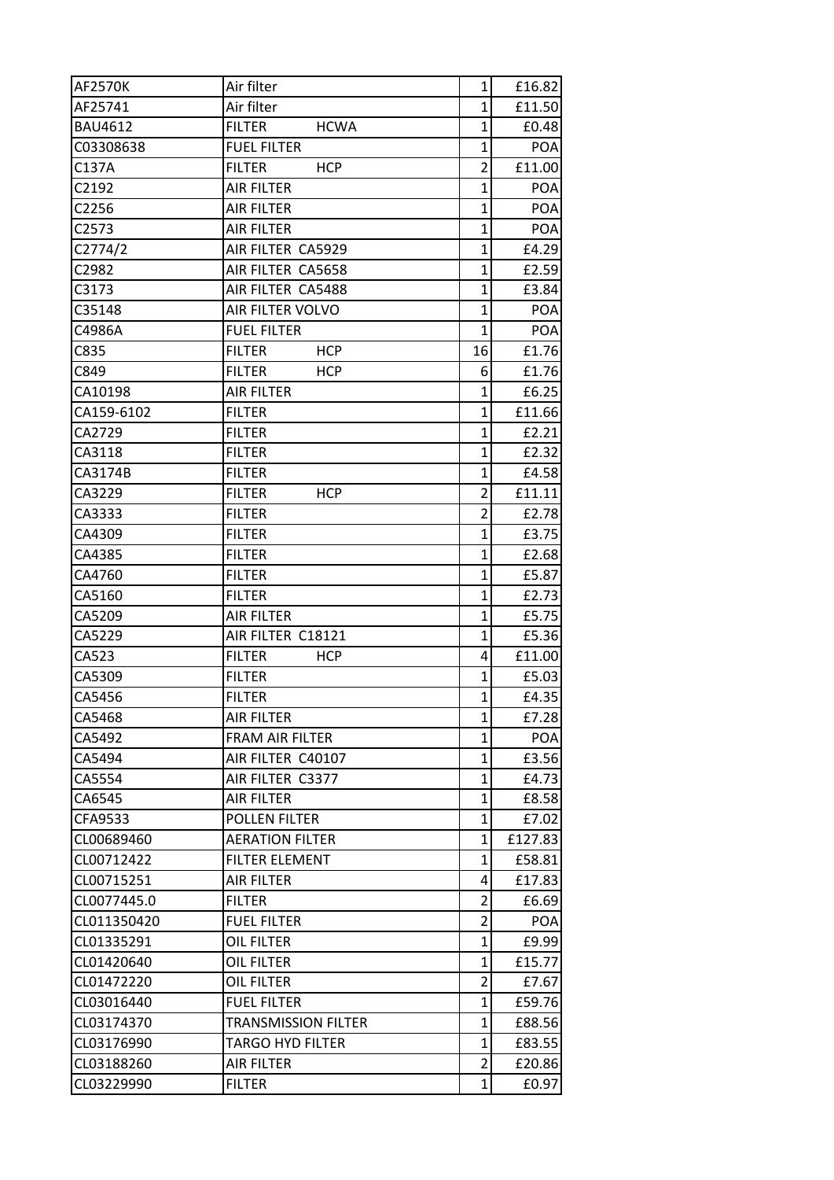| | | | |
|---|---|---|---|
| AF2570K | Air filter | 1 | £16.82 |
| AF25741 | Air filter | 1 | £11.50 |
| BAU4612 | FILTER HCWA | 1 | £0.48 |
| C03308638 | FUEL FILTER | 1 | POA |
| C137A | FILTER HCP | 2 | £11.00 |
| C2192 | AIR FILTER | 1 | POA |
| C2256 | AIR FILTER | 1 | POA |
| C2573 | AIR FILTER | 1 | POA |
| C2774/2 | AIR FILTER CA5929 | 1 | £4.29 |
| C2982 | AIR FILTER CA5658 | 1 | £2.59 |
| C3173 | AIR FILTER CA5488 | 1 | £3.84 |
| C35148 | AIR FILTER VOLVO | 1 | POA |
| C4986A | FUEL FILTER | 1 | POA |
| C835 | FILTER HCP | 16 | £1.76 |
| C849 | FILTER HCP | 6 | £1.76 |
| CA10198 | AIR FILTER | 1 | £6.25 |
| CA159-6102 | FILTER | 1 | £11.66 |
| CA2729 | FILTER | 1 | £2.21 |
| CA3118 | FILTER | 1 | £2.32 |
| CA3174B | FILTER | 1 | £4.58 |
| CA3229 | FILTER HCP | 2 | £11.11 |
| CA3333 | FILTER | 2 | £2.78 |
| CA4309 | FILTER | 1 | £3.75 |
| CA4385 | FILTER | 1 | £2.68 |
| CA4760 | FILTER | 1 | £5.87 |
| CA5160 | FILTER | 1 | £2.73 |
| CA5209 | AIR FILTER | 1 | £5.75 |
| CA5229 | AIR FILTER C18121 | 1 | £5.36 |
| CA523 | FILTER HCP | 4 | £11.00 |
| CA5309 | FILTER | 1 | £5.03 |
| CA5456 | FILTER | 1 | £4.35 |
| CA5468 | AIR FILTER | 1 | £7.28 |
| CA5492 | FRAM AIR FILTER | 1 | POA |
| CA5494 | AIR FILTER C40107 | 1 | £3.56 |
| CA5554 | AIR FILTER C3377 | 1 | £4.73 |
| CA6545 | AIR FILTER | 1 | £8.58 |
| CFA9533 | POLLEN FILTER | 1 | £7.02 |
| CL00689460 | AERATION FILTER | 1 | £127.83 |
| CL00712422 | FILTER ELEMENT | 1 | £58.81 |
| CL00715251 | AIR FILTER | 4 | £17.83 |
| CL0077445.0 | FILTER | 2 | £6.69 |
| CL011350420 | FUEL FILTER | 2 | POA |
| CL01335291 | OIL FILTER | 1 | £9.99 |
| CL01420640 | OIL FILTER | 1 | £15.77 |
| CL01472220 | OIL FILTER | 2 | £7.67 |
| CL03016440 | FUEL FILTER | 1 | £59.76 |
| CL03174370 | TRANSMISSION FILTER | 1 | £88.56 |
| CL03176990 | TARGO HYD FILTER | 1 | £83.55 |
| CL03188260 | AIR FILTER | 2 | £20.86 |
| CL03229990 | FILTER | 1 | £0.97 |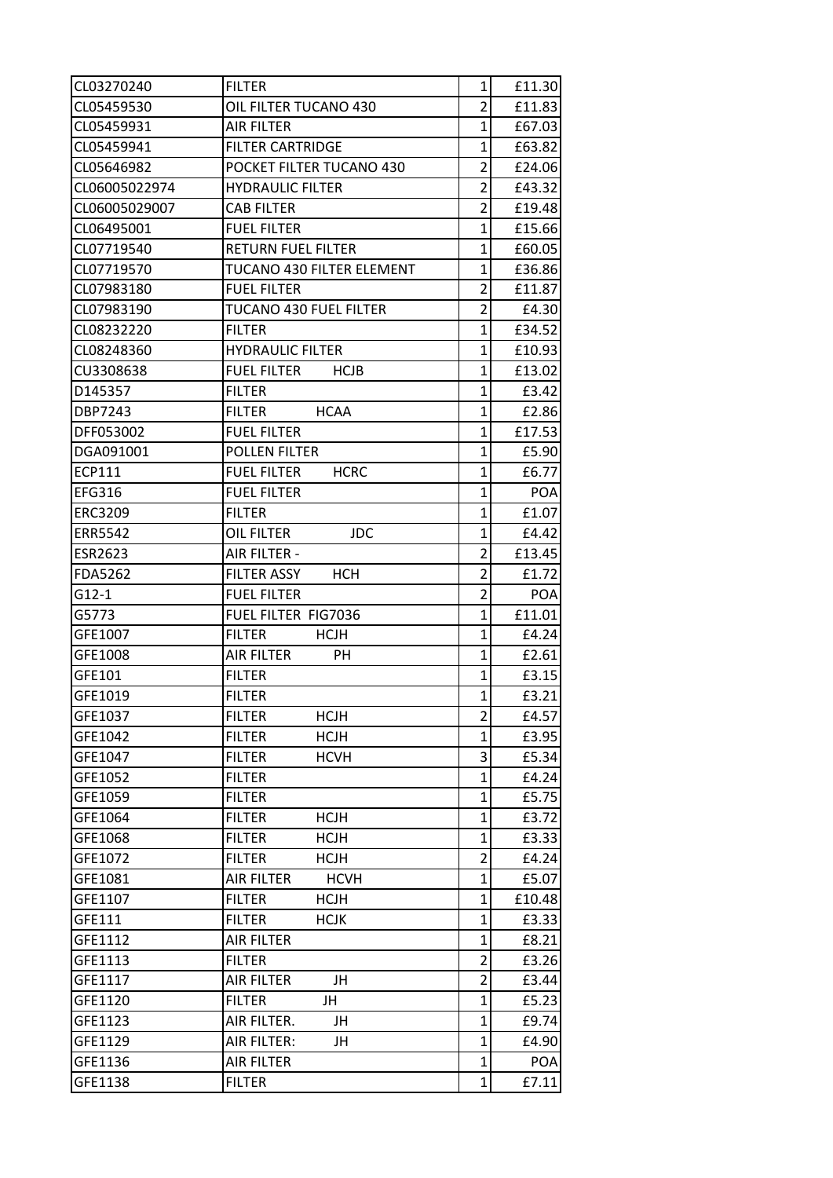| | | | |
|---|---|---|---|
| CL03270240 | FILTER | 1 | £11.30 |
| CL05459530 | OIL FILTER TUCANO 430 | 2 | £11.83 |
| CL05459931 | AIR FILTER | 1 | £67.03 |
| CL05459941 | FILTER CARTRIDGE | 1 | £63.82 |
| CL05646982 | POCKET FILTER TUCANO 430 | 2 | £24.06 |
| CL06005022974 | HYDRAULIC FILTER | 2 | £43.32 |
| CL06005029007 | CAB FILTER | 2 | £19.48 |
| CL06495001 | FUEL FILTER | 1 | £15.66 |
| CL07719540 | RETURN FUEL FILTER | 1 | £60.05 |
| CL07719570 | TUCANO 430 FILTER ELEMENT | 1 | £36.86 |
| CL07983180 | FUEL FILTER | 2 | £11.87 |
| CL07983190 | TUCANO 430 FUEL FILTER | 2 | £4.30 |
| CL08232220 | FILTER | 1 | £34.52 |
| CL08248360 | HYDRAULIC FILTER | 1 | £10.93 |
| CU3308638 | FUEL FILTER HCJB | 1 | £13.02 |
| D145357 | FILTER | 1 | £3.42 |
| DBP7243 | FILTER HCAA | 1 | £2.86 |
| DFF053002 | FUEL FILTER | 1 | £17.53 |
| DGA091001 | POLLEN FILTER | 1 | £5.90 |
| ECP111 | FUEL FILTER HCRC | 1 | £6.77 |
| EFG316 | FUEL FILTER | 1 | POA |
| ERC3209 | FILTER | 1 | £1.07 |
| ERR5542 | OIL FILTER JDC | 1 | £4.42 |
| ESR2623 | AIR FILTER - | 2 | £13.45 |
| FDA5262 | FILTER ASSY HCH | 2 | £1.72 |
| G12-1 | FUEL FILTER | 2 | POA |
| G5773 | FUEL FILTER FIG7036 | 1 | £11.01 |
| GFE1007 | FILTER HCJH | 1 | £4.24 |
| GFE1008 | AIR FILTER PH | 1 | £2.61 |
| GFE101 | FILTER | 1 | £3.15 |
| GFE1019 | FILTER | 1 | £3.21 |
| GFE1037 | FILTER HCJH | 2 | £4.57 |
| GFE1042 | FILTER HCJH | 1 | £3.95 |
| GFE1047 | FILTER HCVH | 3 | £5.34 |
| GFE1052 | FILTER | 1 | £4.24 |
| GFE1059 | FILTER | 1 | £5.75 |
| GFE1064 | FILTER HCJH | 1 | £3.72 |
| GFE1068 | FILTER HCJH | 1 | £3.33 |
| GFE1072 | FILTER HCJH | 2 | £4.24 |
| GFE1081 | AIR FILTER HCVH | 1 | £5.07 |
| GFE1107 | FILTER HCJH | 1 | £10.48 |
| GFE111 | FILTER HCJK | 1 | £3.33 |
| GFE1112 | AIR FILTER | 1 | £8.21 |
| GFE1113 | FILTER | 2 | £3.26 |
| GFE1117 | AIR FILTER JH | 2 | £3.44 |
| GFE1120 | FILTER JH | 1 | £5.23 |
| GFE1123 | AIR FILTER. JH | 1 | £9.74 |
| GFE1129 | AIR FILTER: JH | 1 | £4.90 |
| GFE1136 | AIR FILTER | 1 | POA |
| GFE1138 | FILTER | 1 | £7.11 |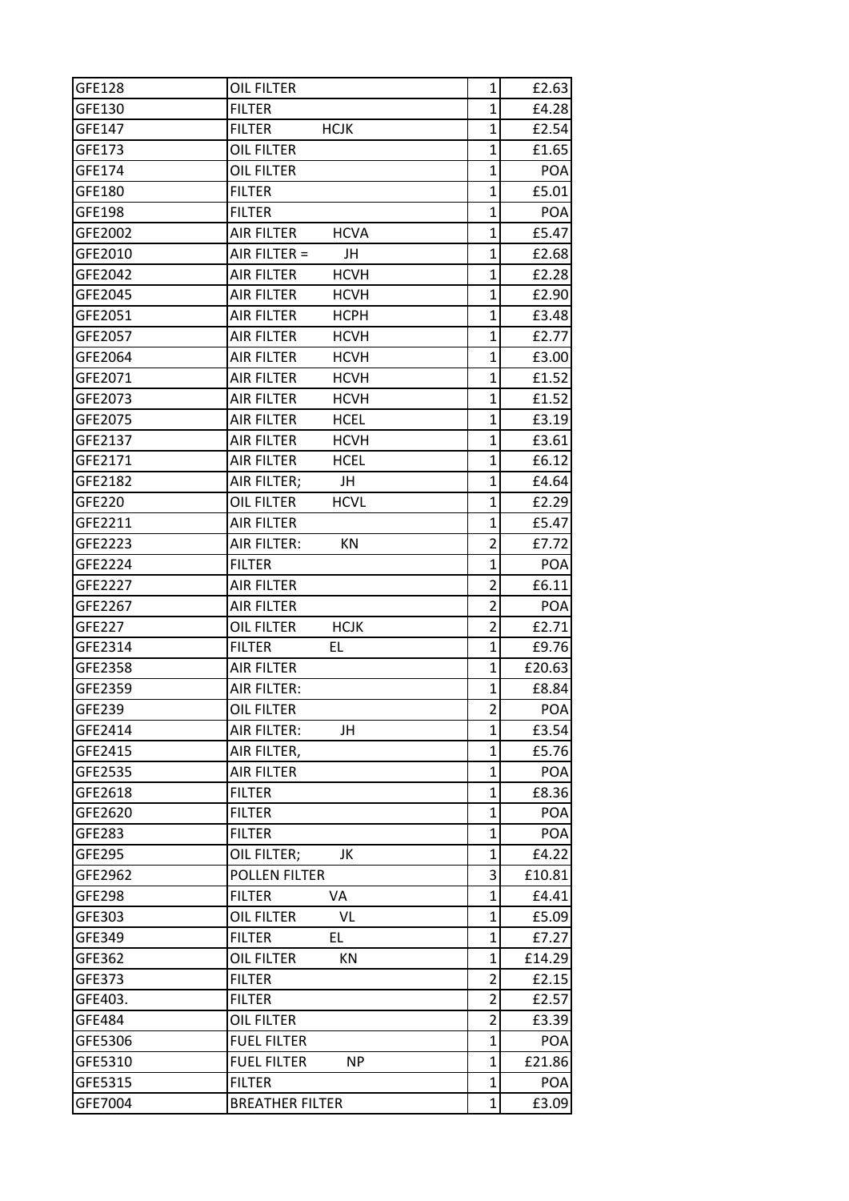| | | | |
|---|---|---|---|
| GFE128 | OIL FILTER | 1 | £2.63 |
| GFE130 | FILTER | 1 | £4.28 |
| GFE147 | FILTER HCJK | 1 | £2.54 |
| GFE173 | OIL FILTER | 1 | £1.65 |
| GFE174 | OIL FILTER | 1 | POA |
| GFE180 | FILTER | 1 | £5.01 |
| GFE198 | FILTER | 1 | POA |
| GFE2002 | AIR FILTER HCVA | 1 | £5.47 |
| GFE2010 | AIR FILTER = JH | 1 | £2.68 |
| GFE2042 | AIR FILTER HCVH | 1 | £2.28 |
| GFE2045 | AIR FILTER HCVH | 1 | £2.90 |
| GFE2051 | AIR FILTER HCPH | 1 | £3.48 |
| GFE2057 | AIR FILTER HCVH | 1 | £2.77 |
| GFE2064 | AIR FILTER HCVH | 1 | £3.00 |
| GFE2071 | AIR FILTER HCVH | 1 | £1.52 |
| GFE2073 | AIR FILTER HCVH | 1 | £1.52 |
| GFE2075 | AIR FILTER HCEL | 1 | £3.19 |
| GFE2137 | AIR FILTER HCVH | 1 | £3.61 |
| GFE2171 | AIR FILTER HCEL | 1 | £6.12 |
| GFE2182 | AIR FILTER; JH | 1 | £4.64 |
| GFE220 | OIL FILTER HCVL | 1 | £2.29 |
| GFE2211 | AIR FILTER | 1 | £5.47 |
| GFE2223 | AIR FILTER: KN | 2 | £7.72 |
| GFE2224 | FILTER | 1 | POA |
| GFE2227 | AIR FILTER | 2 | £6.11 |
| GFE2267 | AIR FILTER | 2 | POA |
| GFE227 | OIL FILTER HCJK | 2 | £2.71 |
| GFE2314 | FILTER EL | 1 | £9.76 |
| GFE2358 | AIR FILTER | 1 | £20.63 |
| GFE2359 | AIR FILTER: | 1 | £8.84 |
| GFE239 | OIL FILTER | 2 | POA |
| GFE2414 | AIR FILTER: JH | 1 | £3.54 |
| GFE2415 | AIR FILTER, | 1 | £5.76 |
| GFE2535 | AIR FILTER | 1 | POA |
| GFE2618 | FILTER | 1 | £8.36 |
| GFE2620 | FILTER | 1 | POA |
| GFE283 | FILTER | 1 | POA |
| GFE295 | OIL FILTER; JK | 1 | £4.22 |
| GFE2962 | POLLEN FILTER | 3 | £10.81 |
| GFE298 | FILTER VA | 1 | £4.41 |
| GFE303 | OIL FILTER VL | 1 | £5.09 |
| GFE349 | FILTER EL | 1 | £7.27 |
| GFE362 | OIL FILTER KN | 1 | £14.29 |
| GFE373 | FILTER | 2 | £2.15 |
| GFE403. | FILTER | 2 | £2.57 |
| GFE484 | OIL FILTER | 2 | £3.39 |
| GFE5306 | FUEL FILTER | 1 | POA |
| GFE5310 | FUEL FILTER NP | 1 | £21.86 |
| GFE5315 | FILTER | 1 | POA |
| GFE7004 | BREATHER FILTER | 1 | £3.09 |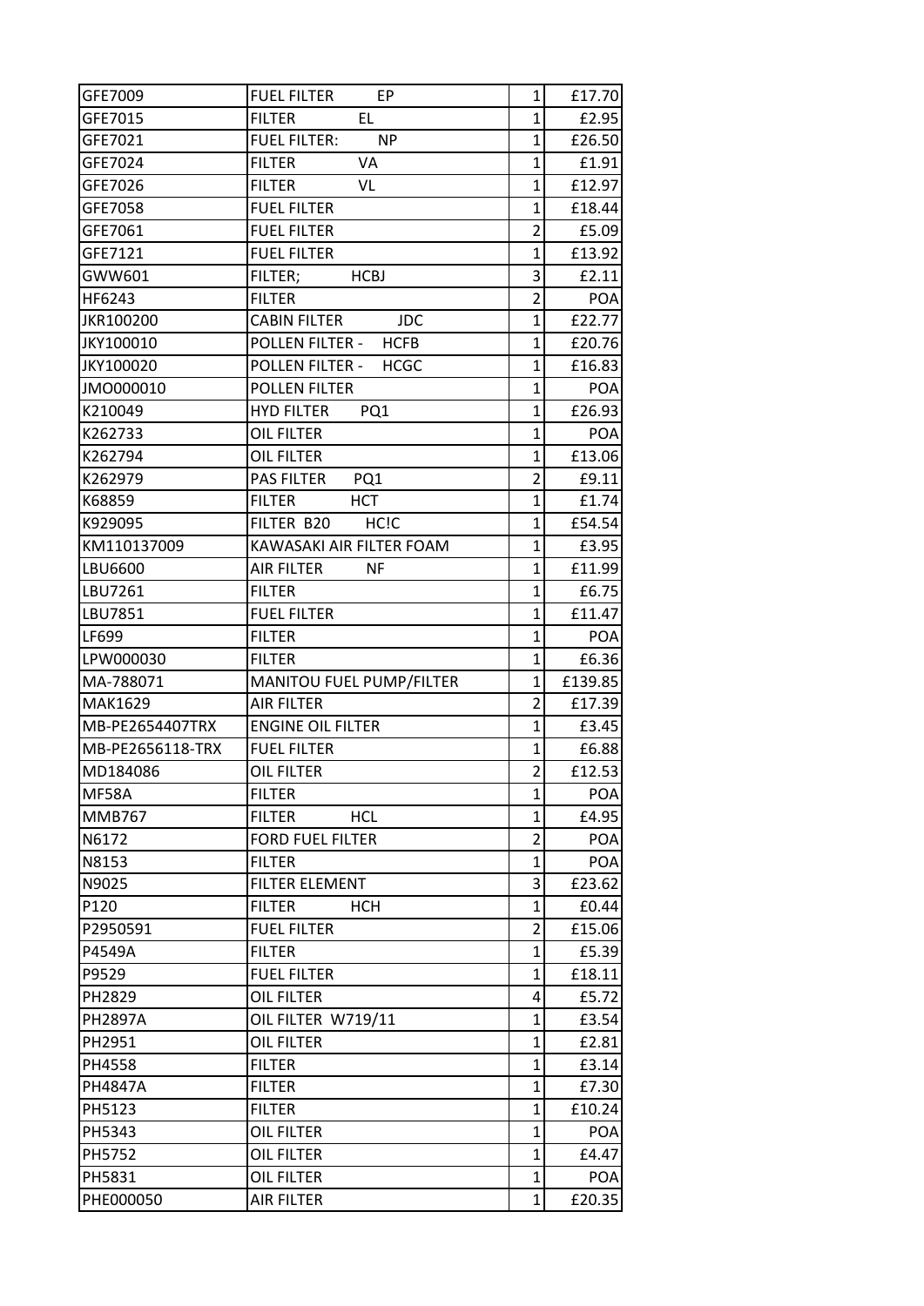| | | | |
|---|---|---|---|
| GFE7009 | FUEL FILTER EP | 1 | £17.70 |
| GFE7015 | FILTER EL | 1 | £2.95 |
| GFE7021 | FUEL FILTER: NP | 1 | £26.50 |
| GFE7024 | FILTER VA | 1 | £1.91 |
| GFE7026 | FILTER VL | 1 | £12.97 |
| GFE7058 | FUEL FILTER | 1 | £18.44 |
| GFE7061 | FUEL FILTER | 2 | £5.09 |
| GFE7121 | FUEL FILTER | 1 | £13.92 |
| GWW601 | FILTER; HCBJ | 3 | £2.11 |
| HF6243 | FILTER | 2 | POA |
| JKR100200 | CABIN FILTER JDC | 1 | £22.77 |
| JKY100010 | POLLEN FILTER - HCFB | 1 | £20.76 |
| JKY100020 | POLLEN FILTER - HCGC | 1 | £16.83 |
| JMO000010 | POLLEN FILTER | 1 | POA |
| K210049 | HYD FILTER PQ1 | 1 | £26.93 |
| K262733 | OIL FILTER | 1 | POA |
| K262794 | OIL FILTER | 1 | £13.06 |
| K262979 | PAS FILTER PQ1 | 2 | £9.11 |
| K68859 | FILTER HCT | 1 | £1.74 |
| K929095 | FILTER B20 HC!C | 1 | £54.54 |
| KM110137009 | KAWASAKI AIR FILTER FOAM | 1 | £3.95 |
| LBU6600 | AIR FILTER NF | 1 | £11.99 |
| LBU7261 | FILTER | 1 | £6.75 |
| LBU7851 | FUEL FILTER | 1 | £11.47 |
| LF699 | FILTER | 1 | POA |
| LPW000030 | FILTER | 1 | £6.36 |
| MA-788071 | MANITOU FUEL PUMP/FILTER | 1 | £139.85 |
| MAK1629 | AIR FILTER | 2 | £17.39 |
| MB-PE2654407TRX | ENGINE OIL FILTER | 1 | £3.45 |
| MB-PE2656118-TRX | FUEL FILTER | 1 | £6.88 |
| MD184086 | OIL FILTER | 2 | £12.53 |
| MF58A | FILTER | 1 | POA |
| MMB767 | FILTER HCL | 1 | £4.95 |
| N6172 | FORD FUEL FILTER | 2 | POA |
| N8153 | FILTER | 1 | POA |
| N9025 | FILTER ELEMENT | 3 | £23.62 |
| P120 | FILTER HCH | 1 | £0.44 |
| P2950591 | FUEL FILTER | 2 | £15.06 |
| P4549A | FILTER | 1 | £5.39 |
| P9529 | FUEL FILTER | 1 | £18.11 |
| PH2829 | OIL FILTER | 4 | £5.72 |
| PH2897A | OIL FILTER W719/11 | 1 | £3.54 |
| PH2951 | OIL FILTER | 1 | £2.81 |
| PH4558 | FILTER | 1 | £3.14 |
| PH4847A | FILTER | 1 | £7.30 |
| PH5123 | FILTER | 1 | £10.24 |
| PH5343 | OIL FILTER | 1 | POA |
| PH5752 | OIL FILTER | 1 | £4.47 |
| PH5831 | OIL FILTER | 1 | POA |
| PHE000050 | AIR FILTER | 1 | £20.35 |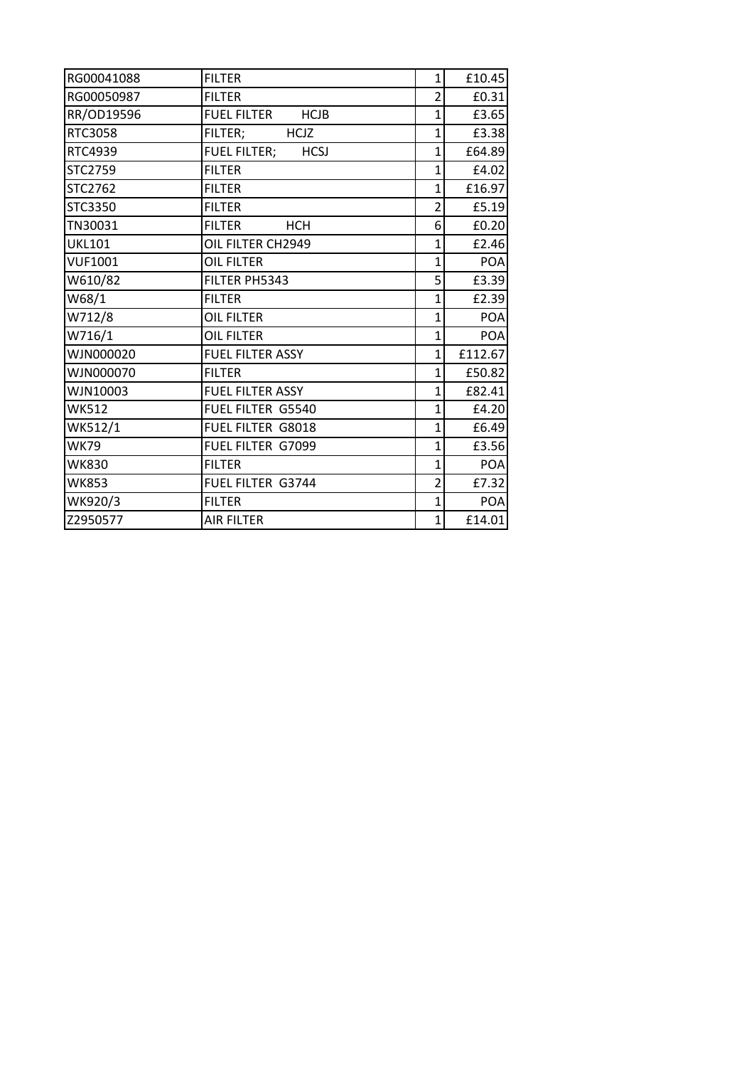| | | | |
|---|---|---|---|
| RG00041088 | FILTER | 1 | £10.45 |
| RG00050987 | FILTER | 2 | £0.31 |
| RR/OD19596 | FUEL FILTER HCJB | 1 | £3.65 |
| RTC3058 | FILTER; HCJZ | 1 | £3.38 |
| RTC4939 | FUEL FILTER; HCSJ | 1 | £64.89 |
| STC2759 | FILTER | 1 | £4.02 |
| STC2762 | FILTER | 1 | £16.97 |
| STC3350 | FILTER | 2 | £5.19 |
| TN30031 | FILTER HCH | 6 | £0.20 |
| UKL101 | OIL FILTER CH2949 | 1 | £2.46 |
| VUF1001 | OIL FILTER | 1 | POA |
| W610/82 | FILTER PH5343 | 5 | £3.39 |
| W68/1 | FILTER | 1 | £2.39 |
| W712/8 | OIL FILTER | 1 | POA |
| W716/1 | OIL FILTER | 1 | POA |
| WJN000020 | FUEL FILTER ASSY | 1 | £112.67 |
| WJN000070 | FILTER | 1 | £50.82 |
| WJN10003 | FUEL FILTER ASSY | 1 | £82.41 |
| WK512 | FUEL FILTER G5540 | 1 | £4.20 |
| WK512/1 | FUEL FILTER G8018 | 1 | £6.49 |
| WK79 | FUEL FILTER G7099 | 1 | £3.56 |
| WK830 | FILTER | 1 | POA |
| WK853 | FUEL FILTER G3744 | 2 | £7.32 |
| WK920/3 | FILTER | 1 | POA |
| Z2950577 | AIR FILTER | 1 | £14.01 |